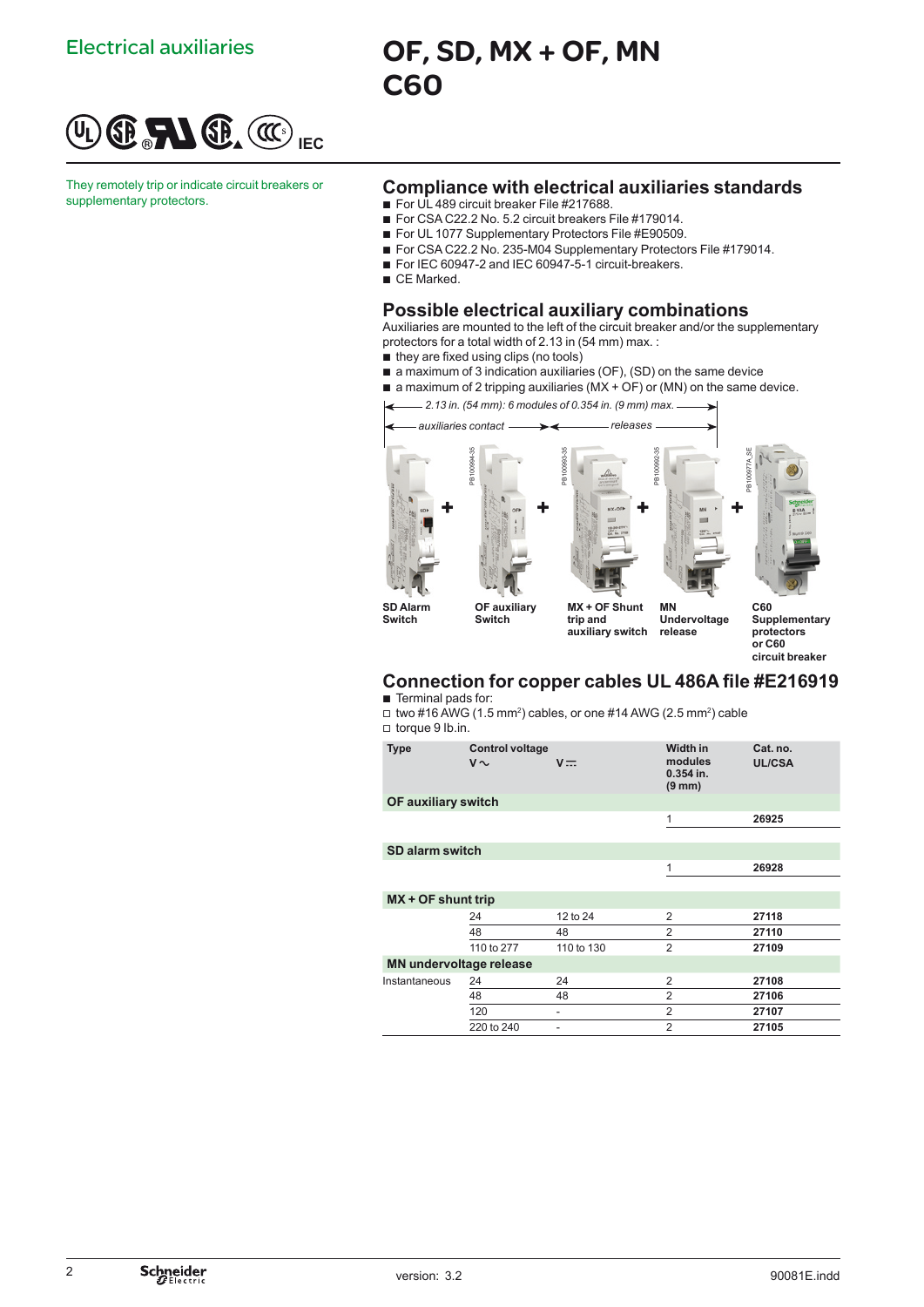Electrical auxiliaries

# OF, SD, MX + OF, MN C60

IEC

They remotely trip or indicate circuit breakers or supplementary protectors.

## Compliance with electrical auxiliaries standards

- For UL 489 circuit breaker File #217688.
- For CSA C22.2 No. 5.2 circuit breakers File #179014.
- For UL 1077 Supplementary Protectors File #E90509.
- For CSA C22.2 No. 235-M04 Supplementary Protectors File #179014.
- For IEC 60947-2 and IEC 60947-5-1 circuit-breakers.
- CE Marked.

## Possible electrical auxiliary combinations

Auxiliaries are mounted to the left of the circuit breaker and/or the supplementary protectors for a total width of 2.13 in (54 mm) max. :

- they are fixed using clips (no tools)
- a maximum of 3 indication auxiliaries (OF), (SD) on the same device
- a maximum of 2 tripping auxiliaries (MX + OF) or (MN) on the same device.

*2.13 in. (54 mm): 6 modules of 0.354 in. (9 mm) max.*

*auxiliaries contact* — *releases*

PB100994-35 PB100993-35 PB100992-35 PB100977A_SE

**SD Alarm Switch** + **OF auxiliary Switch** + **MX + OF Shunt trip and auxiliary switch** + **MN Undervoltage release** + **C60 Supplementary protectors or C60 circuit breaker**

## Connection for copper cables UL 486A file #E216919

- Terminal pads for:
  - □ two #16 AWG (1.5 mm²) cables, or one #14 AWG (2.5 mm²) cable
  - □ torque 9 lb.in.

| Type | Control voltage V～ | V⎓ | Width in modules 0.354 in. (9 mm) | Cat. no. UL/CSA |
|---|---|---|---|---|
| **OF auxiliary switch** | | | | |
| | | | 1 | **26925** |
| **SD alarm switch** | | | | |
| | | | 1 | **26928** |
| **MX + OF shunt trip** | | | | |
| | 24 | 12 to 24 | 2 | **27118** |
| | 48 | 48 | 2 | **27110** |
| | 110 to 277 | 110 to 130 | 2 | **27109** |
| **MN undervoltage release** | | | | |
| Instantaneous | 24 | 24 | 2 | **27108** |
| | 48 | 48 | 2 | **27106** |
| | 120 | - | 2 | **27107** |
| | 220 to 240 | - | 2 | **27105** |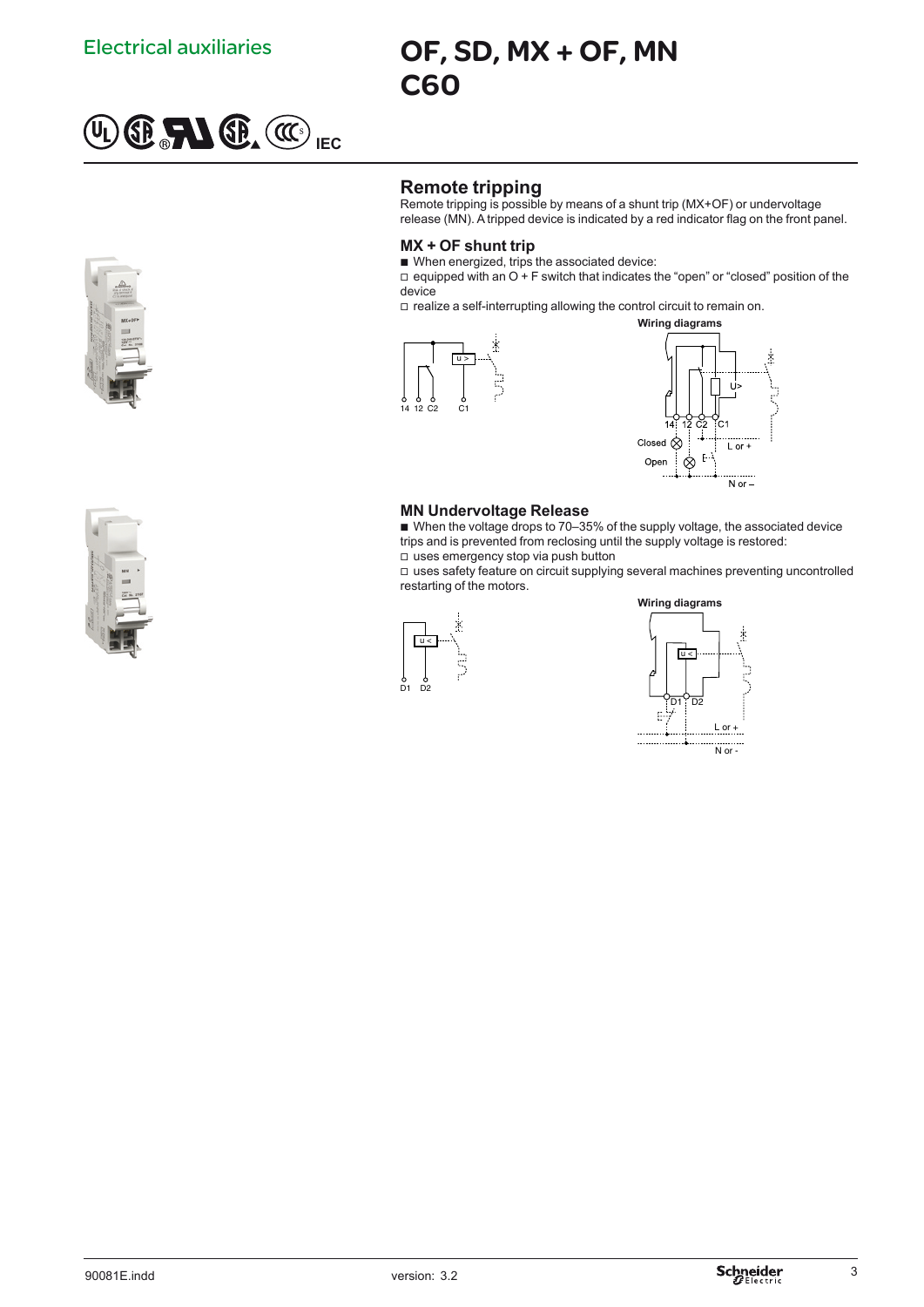Electrical auxiliaries

# OF, SD, MX + OF, MN C60

UL CSA IEC

## Remote tripping

Remote tripping is possible by means of a shunt trip (MX+OF) or undervoltage release (MN). A tripped device is indicated by a red indicator flag on the front panel.

### MX + OF shunt trip

- When energized, trips the associated device:
  - equipped with an O + F switch that indicates the "open" or "closed" position of the device
  - realize a self-interrupting allowing the control circuit to remain on.

**Wiring diagrams**

14 12 C2 C1

Closed, Open, L or +, N or –

### MN Undervoltage Release

- When the voltage drops to 70–35% of the supply voltage, the associated device trips and is prevented from reclosing until the supply voltage is restored:
  - uses emergency stop via push button
  - uses safety feature on circuit supplying several machines preventing uncontrolled restarting of the motors.

**Wiring diagrams**

D1 D2

L or +, N or -

90081E.indd version: 3.2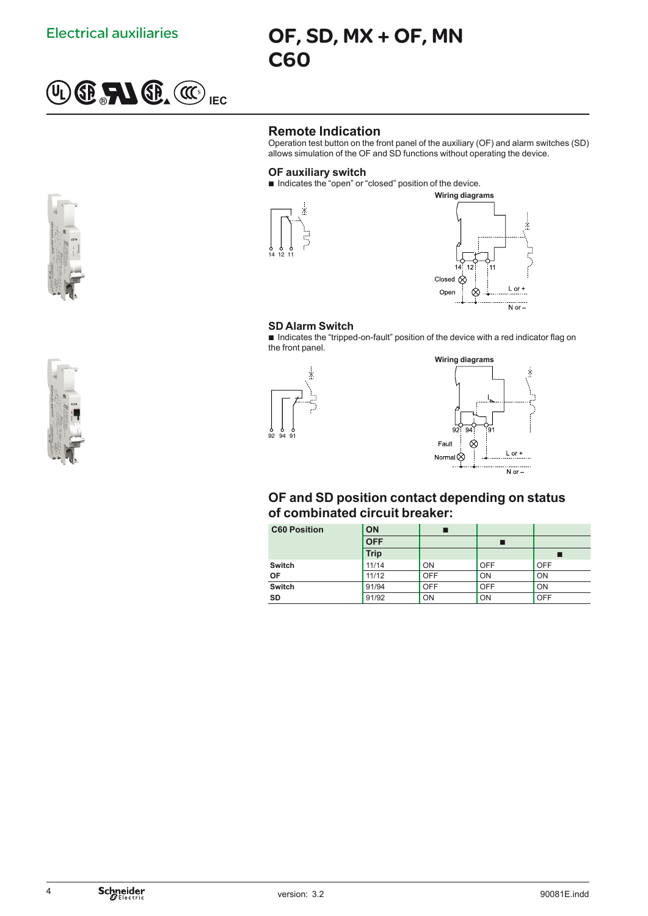Electrical auxiliaries

# OF, SD, MX + OF, MN C60

IEC

## Remote Indication

Operation test button on the front panel of the auxiliary (OF) and alarm switches (SD) allows simulation of the OF and SD functions without operating the device.

### OF auxiliary switch

■ Indicates the "open" or "closed" position of the device.

Wiring diagrams

14 12 11

Closed

Open

L or +

N or –

### SD Alarm Switch

■ Indicates the "tripped-on-fault" position of the device with a red indicator flag on the front panel.

Wiring diagrams

92 94 91

Fault

Normal

L or +

N or –

## OF and SD position contact depending on status of combinated circuit breaker:

| C60 Position | | | | |
|---|---|---|---|---|
| | ON | ■ | | |
| | OFF | | ■ | |
| | Trip | | | ■ |
| Switch | 11/14 | ON | OFF | OFF |
| OF | 11/12 | OFF | ON | ON |
| Switch | 91/94 | OFF | OFF | ON |
| SD | 91/92 | ON | ON | OFF |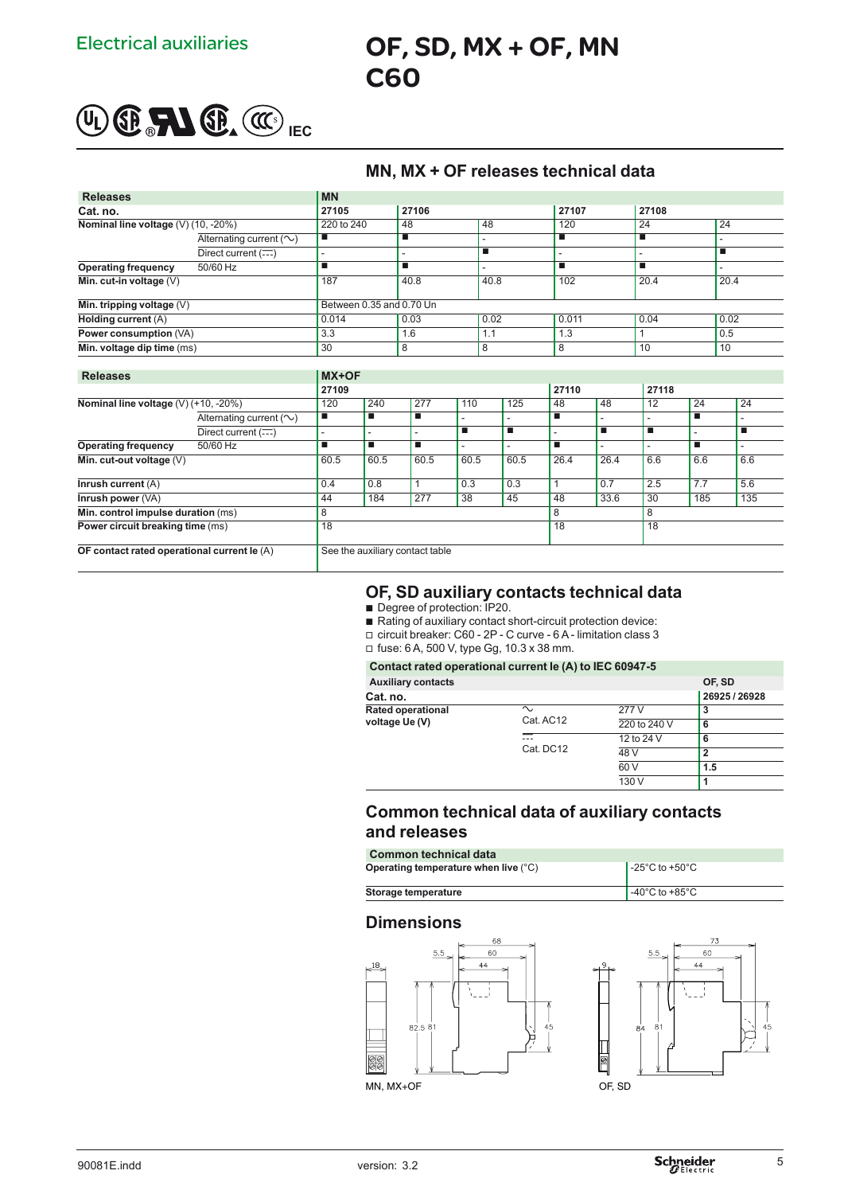## Electrical auxiliaries

# OF, SD, MX + OF, MN
# C60

IEC

## MN, MX + OF releases technical data

| Releases | | MN | | | | | |
|---|---|---|---|---|---|---|---|
| Cat. no. | | 27105 | 27106 | | 27107 | 27108 | |
| Nominal line voltage (V) (10, -20%) | | 220 to 240 | 48 | 48 | 120 | 24 | 24 |
| | Alternating current (∿) | ■ | ■ | - | ■ | ■ | - |
| | Direct current (⎓) | - | - | ■ | - | - | ■ |
| Operating frequency | 50/60 Hz | ■ | ■ | - | ■ | ■ | - |
| Min. cut-in voltage (V) | | 187 | 40.8 | 40.8 | 102 | 20.4 | 20.4 |
| Min. tripping voltage (V) | | Between 0.35 and 0.70 Un | | | | | |
| Holding current (A) | | 0.014 | 0.03 | 0.02 | 0.011 | 0.04 | 0.02 |
| Power consumption (VA) | | 3.3 | 1.6 | 1.1 | 1.3 | 1 | 0.5 |
| Min. voltage dip time (ms) | | 30 | 8 | 8 | 8 | 10 | 10 |

| Releases | | MX+OF | | | | | | | | | |
|---|---|---|---|---|---|---|---|---|---|---|---|
| | | 27109 | | | | | 27110 | | 27118 | | |
| Nominal line voltage (V) (+10, -20%) | | 120 | 240 | 277 | 110 | 125 | 48 | 48 | 12 | 24 | 24 |
| | Alternating current (∿) | ■ | ■ | ■ | - | - | ■ | - | - | ■ | - |
| | Direct current (⎓) | - | - | - | ■ | ■ | - | ■ | ■ | - | ■ |
| Operating frequency | 50/60 Hz | ■ | ■ | ■ | - | - | ■ | - | - | ■ | - |
| Min. cut-out voltage (V) | | 60.5 | 60.5 | 60.5 | 60.5 | 60.5 | 26.4 | 26.4 | 6.6 | 6.6 | 6.6 |
| Inrush current (A) | | 0.4 | 0.8 | 1 | 0.3 | 0.3 | 1 | 0.7 | 2.5 | 7.7 | 5.6 |
| Inrush power (VA) | | 44 | 184 | 277 | 38 | 45 | 48 | 33.6 | 30 | 185 | 135 |
| Min. control impulse duration (ms) | | 8 | | | | | 8 | | 8 | | |
| Power circuit breaking time (ms) | | 18 | | | | | 18 | | 18 | | |
| OF contact rated operational current Ie (A) | | See the auxiliary contact table | | | | | | | | | |

## OF, SD auxiliary contacts technical data

- ■ Degree of protection: IP20.
- ■ Rating of auxiliary contact short-circuit protection device:
- □ circuit breaker: C60 - 2P - C curve - 6 A - limitation class 3
- □ fuse: 6 A, 500 V, type Gg, 10.3 x 38 mm.

| Contact rated operational current Ie (A) to IEC 60947-5 | | | |
|---|---|---|---|
| Auxiliary contacts | | | OF, SD |
| Cat. no. | | | 26925 / 26928 |
| Rated operational voltage Ue (V) | ∿ Cat. AC12 | 277 V | 3 |
| | | 220 to 240 V | 6 |
| | ⎓ Cat. DC12 | 12 to 24 V | 6 |
| | | 48 V | 2 |
| | | 60 V | 1.5 |
| | | 130 V | 1 |

## Common technical data of auxiliary contacts and releases

| Common technical data | |
|---|---|
| Operating temperature when live (°C) | -25°C to +50°C |
| Storage temperature | -40°C to +85°C |

## Dimensions

18
5.5
68
60
44
82.5
81
45

MN, MX+OF

9
5.5
73
60
44
84
81
45

OF, SD